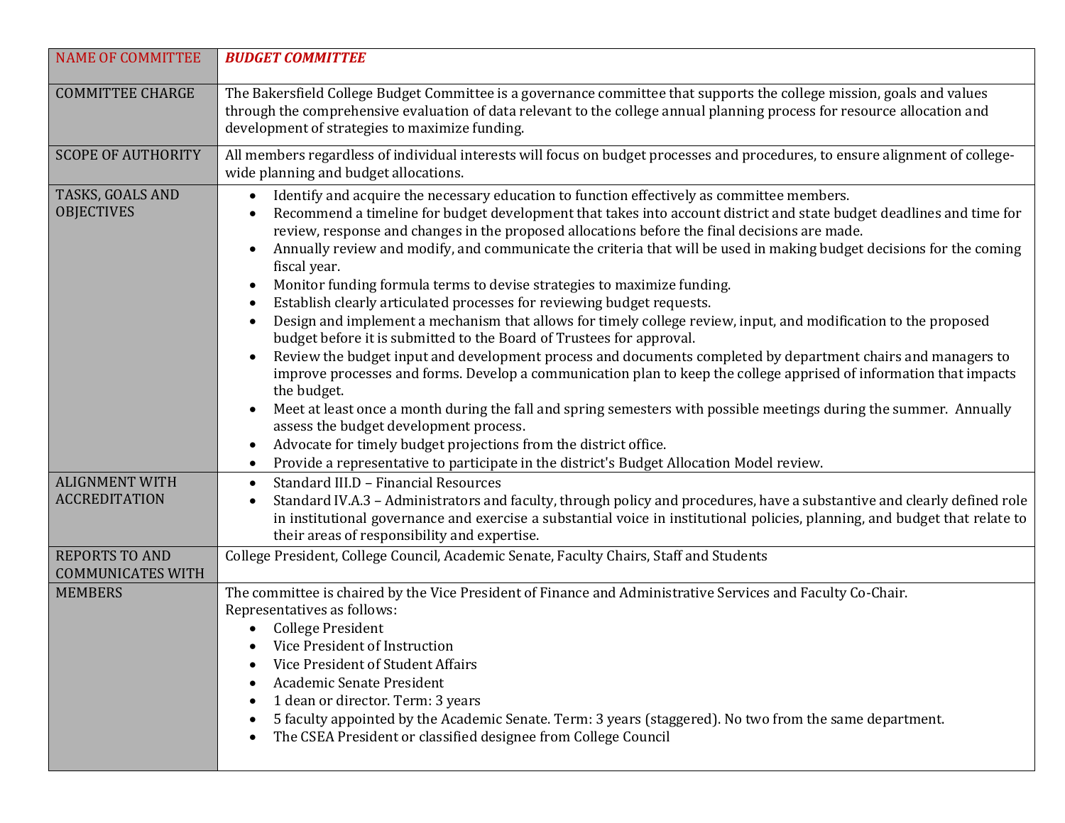| NAME OF COMMITTEE | ***BUDGET COMMITTEE*** |
| --- | --- |
| COMMITTEE CHARGE | The Bakersfield College Budget Committee is a governance committee that supports the college mission, goals and values through the comprehensive evaluation of data relevant to the college annual planning process for resource allocation and development of strategies to maximize funding. |
| SCOPE OF AUTHORITY | All members regardless of individual interests will focus on budget processes and procedures, to ensure alignment of college-wide planning and budget allocations. |
| TASKS, GOALS AND OBJECTIVES | • Identify and acquire the necessary education to function effectively as committee members.<br>• Recommend a timeline for budget development that takes into account district and state budget deadlines and time for review, response and changes in the proposed allocations before the final decisions are made.<br>• Annually review and modify, and communicate the criteria that will be used in making budget decisions for the coming fiscal year.<br>• Monitor funding formula terms to devise strategies to maximize funding.<br>• Establish clearly articulated processes for reviewing budget requests.<br>• Design and implement a mechanism that allows for timely college review, input, and modification to the proposed budget before it is submitted to the Board of Trustees for approval.<br>• Review the budget input and development process and documents completed by department chairs and managers to improve processes and forms. Develop a communication plan to keep the college apprised of information that impacts the budget.<br>• Meet at least once a month during the fall and spring semesters with possible meetings during the summer. Annually assess the budget development process.<br>• Advocate for timely budget projections from the district office.<br>• Provide a representative to participate in the district's Budget Allocation Model review. |
| ALIGNMENT WITH ACCREDITATION | • Standard III.D – Financial Resources<br>• Standard IV.A.3 – Administrators and faculty, through policy and procedures, have a substantive and clearly defined role in institutional governance and exercise a substantial voice in institutional policies, planning, and budget that relate to their areas of responsibility and expertise. |
| REPORTS TO AND COMMUNICATES WITH | College President, College Council, Academic Senate, Faculty Chairs, Staff and Students |
| MEMBERS | The committee is chaired by the Vice President of Finance and Administrative Services and Faculty Co-Chair.<br>Representatives as follows:<br>• College President<br>• Vice President of Instruction<br>• Vice President of Student Affairs<br>• Academic Senate President<br>• 1 dean or director. Term: 3 years<br>• 5 faculty appointed by the Academic Senate. Term: 3 years (staggered). No two from the same department.<br>• The CSEA President or classified designee from College Council |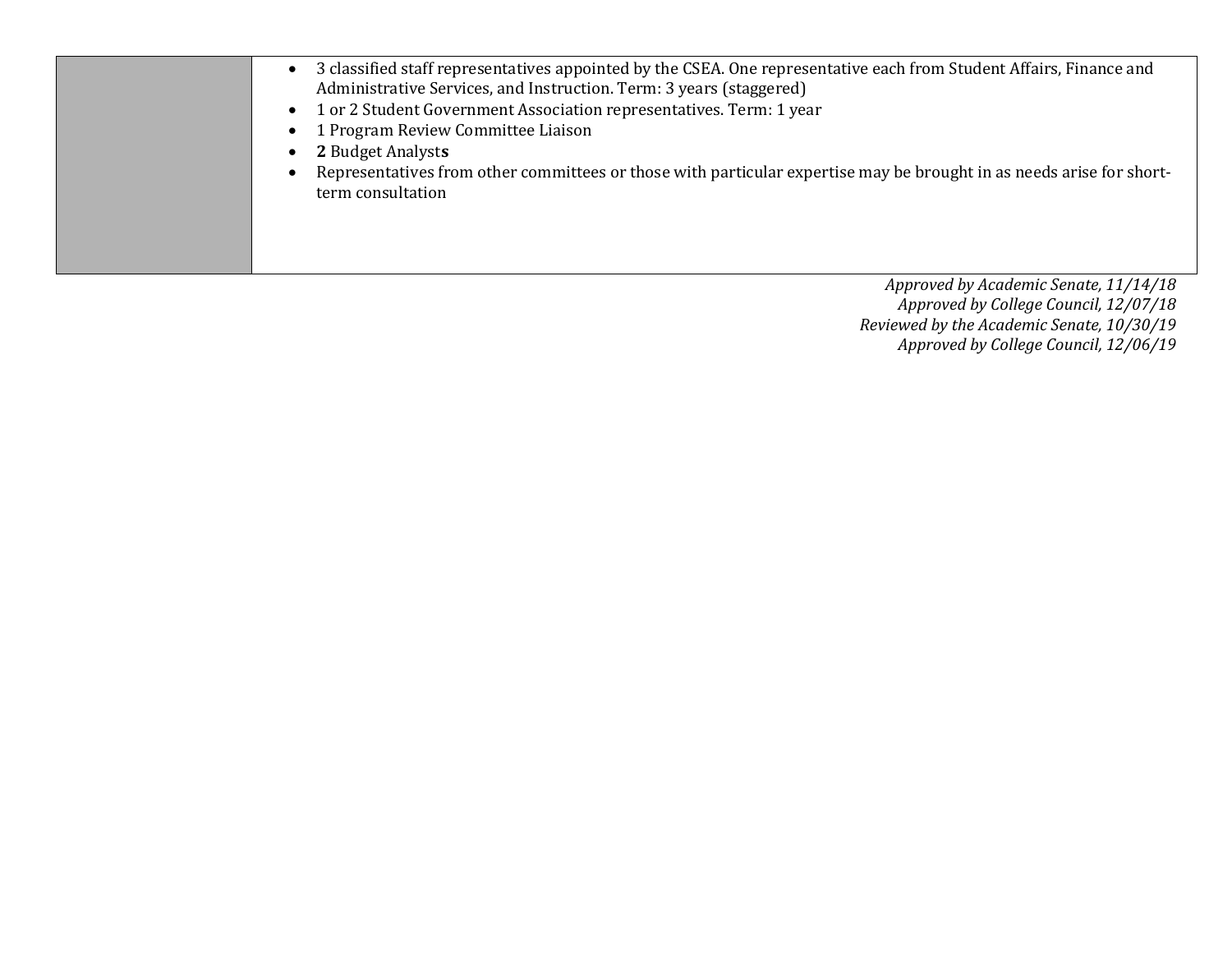| | |
|---|---|
| | • 3 classified staff representatives appointed by the CSEA. One representative each from Student Affairs, Finance and Administrative Services, and Instruction. Term: 3 years (staggered)<br>• 1 or 2 Student Government Association representatives. Term: 1 year<br>• 1 Program Review Committee Liaison<br>• **2** Budget Analyst**s**<br>• Representatives from other committees or those with particular expertise may be brought in as needs arise for short-term consultation |

*Approved by Academic Senate, 11/14/18*
*Approved by College Council, 12/07/18*
*Reviewed by the Academic Senate, 10/30/19*
*Approved by College Council, 12/06/19*